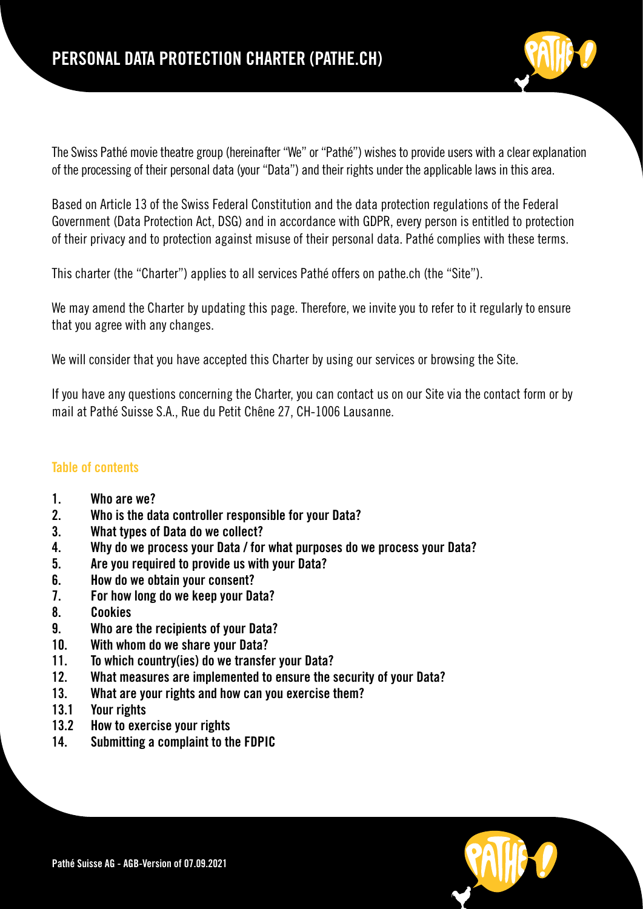# PERSONAL DATA PROTECTION CHARTER (PATHE.CH)

The Swiss Pathé movie theatre group (hereinafter "We" or "Pathé") wishes to provide users with a clear explanation of the processing of their personal data (your "Data") and their rights under the applicable laws in this area.

Based on Article 13 of the Swiss Federal Constitution and the data protection regulations of the Federal Government (Data Protection Act, DSG) and in accordance with GDPR, every person is entitled to protection of their privacy and to protection against misuse of their personal data. Pathé complies with these terms.

This charter (the "Charter") applies to all services Pathé offers on pathe.ch (the "Site").

We may amend the Charter by updating this page. Therefore, we invite you to refer to it regularly to ensure that you agree with any changes.

We will consider that you have accepted this Charter by using our services or browsing the Site.

If you have any questions concerning the Charter, you can contact us on our Site via the contact form or by mail at Pathé Suisse S.A., Rue du Petit Chêne 27, CH-1006 Lausanne.

## Table of contents

**1. Who are we?**
**2. Who is the data controller responsible for your Data?**
**3. What types of Data do we collect?**
**4. Why do we process your Data / for what purposes do we process your Data?**
**5. Are you required to provide us with your Data?**
**6. How do we obtain your consent?**
**7. For how long do we keep your Data?**
**8. Cookies**
**9. Who are the recipients of your Data?**
**10. With whom do we share your Data?**
**11. To which country(ies) do we transfer your Data?**
**12. What measures are implemented to ensure the security of your Data?**
**13. What are your rights and how can you exercise them?**
**13.1 Your rights**
**13.2 How to exercise your rights**
**14. Submitting a complaint to the FDPIC**

**Pathé Suisse AG - AGB-Version of 07.09.2021**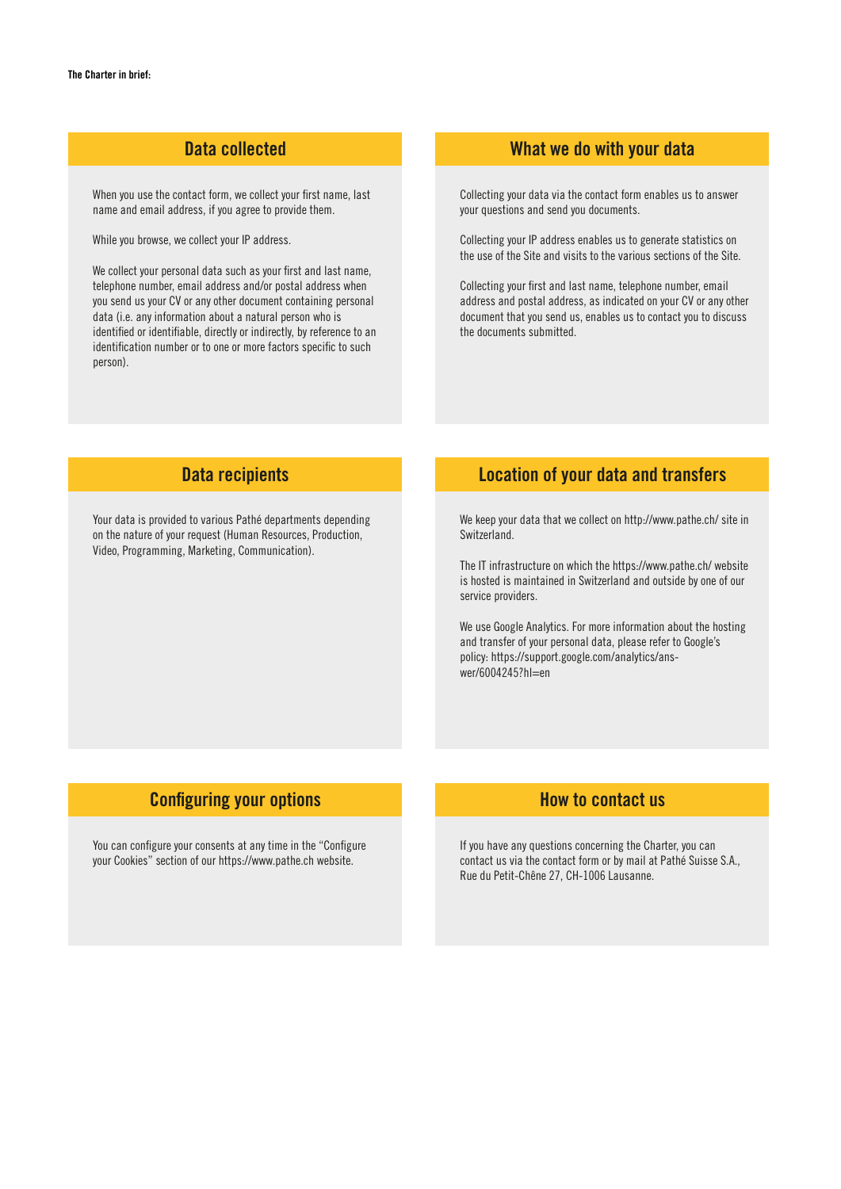**The Charter in brief:**

## Data collected

When you use the contact form, we collect your first name, last name and email address, if you agree to provide them.

While you browse, we collect your IP address.

We collect your personal data such as your first and last name, telephone number, email address and/or postal address when you send us your CV or any other document containing personal data (i.e. any information about a natural person who is identified or identifiable, directly or indirectly, by reference to an identification number or to one or more factors specific to such person).

## What we do with your data

Collecting your data via the contact form enables us to answer your questions and send you documents.

Collecting your IP address enables us to generate statistics on the use of the Site and visits to the various sections of the Site.

Collecting your first and last name, telephone number, email address and postal address, as indicated on your CV or any other document that you send us, enables us to contact you to discuss the documents submitted.

## Data recipients

Your data is provided to various Pathé departments depending on the nature of your request (Human Resources, Production, Video, Programming, Marketing, Communication).

## Location of your data and transfers

We keep your data that we collect on http://www.pathe.ch/ site in Switzerland.

The IT infrastructure on which the https://www.pathe.ch/ website is hosted is maintained in Switzerland and outside by one of our service providers.

We use Google Analytics. For more information about the hosting and transfer of your personal data, please refer to Google's policy: https://support.google.com/analytics/answer/6004245?hl=en

## Configuring your options

You can configure your consents at any time in the "Configure your Cookies" section of our https://www.pathe.ch website.

## How to contact us

If you have any questions concerning the Charter, you can contact us via the contact form or by mail at Pathé Suisse S.A., Rue du Petit-Chêne 27, CH-1006 Lausanne.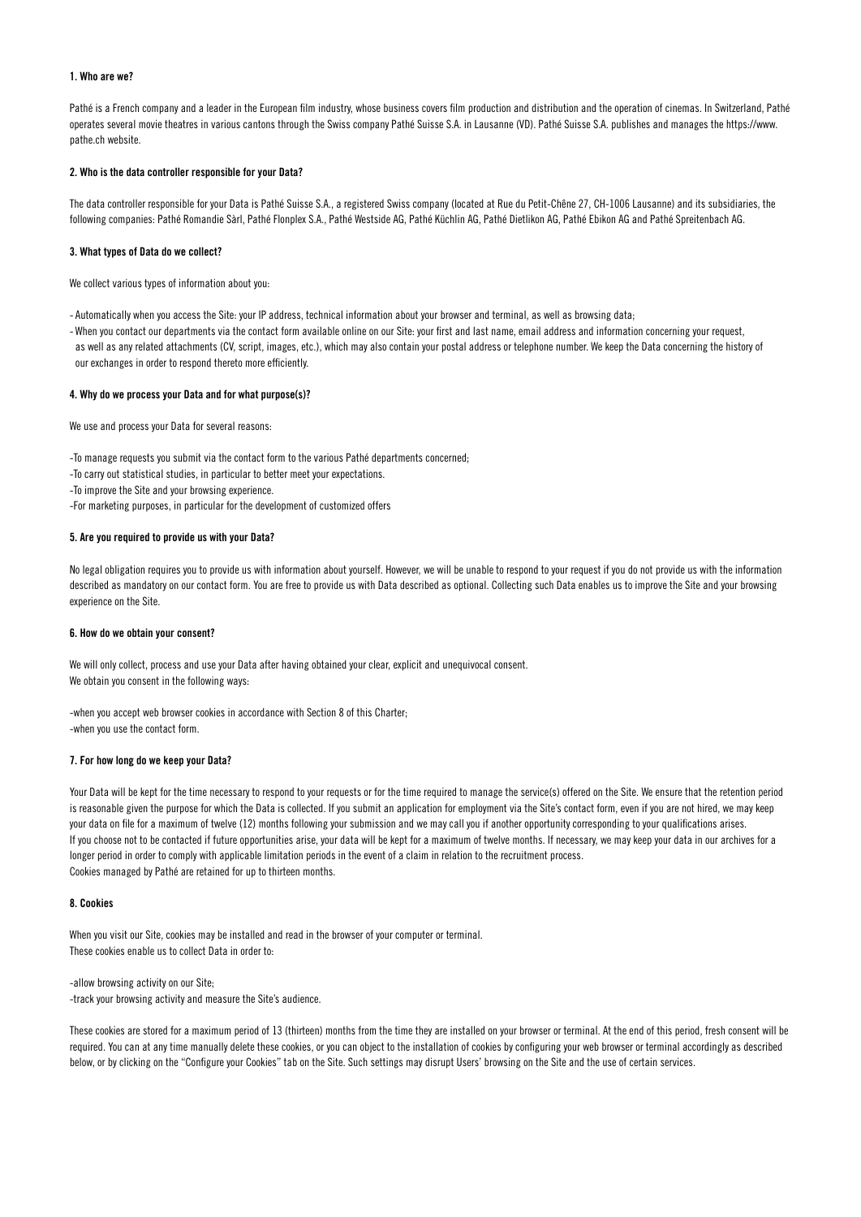**1. Who are we?**

Pathé is a French company and a leader in the European film industry, whose business covers film production and distribution and the operation of cinemas. In Switzerland, Pathé operates several movie theatres in various cantons through the Swiss company Pathé Suisse S.A. in Lausanne (VD). Pathé Suisse S.A. publishes and manages the https://www.pathe.ch website.

**2. Who is the data controller responsible for your Data?**

The data controller responsible for your Data is Pathé Suisse S.A., a registered Swiss company (located at Rue du Petit-Chêne 27, CH-1006 Lausanne) and its subsidiaries, the following companies: Pathé Romandie Sàrl, Pathé Flonplex S.A., Pathé Westside AG, Pathé Küchlin AG, Pathé Dietlikon AG, Pathé Ebikon AG and Pathé Spreitenbach AG.

**3. What types of Data do we collect?**

We collect various types of information about you:

- Automatically when you access the Site: your IP address, technical information about your browser and terminal, as well as browsing data;
- When you contact our departments via the contact form available online on our Site: your first and last name, email address and information concerning your request, as well as any related attachments (CV, script, images, etc.), which may also contain your postal address or telephone number. We keep the Data concerning the history of our exchanges in order to respond thereto more efficiently.

**4. Why do we process your Data and for what purpose(s)?**

We use and process your Data for several reasons:

- To manage requests you submit via the contact form to the various Pathé departments concerned;
- To carry out statistical studies, in particular to better meet your expectations.
- To improve the Site and your browsing experience.
- For marketing purposes, in particular for the development of customized offers

**5. Are you required to provide us with your Data?**

No legal obligation requires you to provide us with information about yourself. However, we will be unable to respond to your request if you do not provide us with the information described as mandatory on our contact form. You are free to provide us with Data described as optional. Collecting such Data enables us to improve the Site and your browsing experience on the Site.

**6. How do we obtain your consent?**

We will only collect, process and use your Data after having obtained your clear, explicit and unequivocal consent.
We obtain you consent in the following ways:

- when you accept web browser cookies in accordance with Section 8 of this Charter;
- when you use the contact form.

**7. For how long do we keep your Data?**

Your Data will be kept for the time necessary to respond to your requests or for the time required to manage the service(s) offered on the Site. We ensure that the retention period is reasonable given the purpose for which the Data is collected. If you submit an application for employment via the Site's contact form, even if you are not hired, we may keep your data on file for a maximum of twelve (12) months following your submission and we may call you if another opportunity corresponding to your qualifications arises.
If you choose not to be contacted if future opportunities arise, your data will be kept for a maximum of twelve months. If necessary, we may keep your data in our archives for a longer period in order to comply with applicable limitation periods in the event of a claim in relation to the recruitment process.
Cookies managed by Pathé are retained for up to thirteen months.

**8. Cookies**

When you visit our Site, cookies may be installed and read in the browser of your computer or terminal.
These cookies enable us to collect Data in order to:

- allow browsing activity on our Site;
- track your browsing activity and measure the Site's audience.

These cookies are stored for a maximum period of 13 (thirteen) months from the time they are installed on your browser or terminal. At the end of this period, fresh consent will be required. You can at any time manually delete these cookies, or you can object to the installation of cookies by configuring your web browser or terminal accordingly as described below, or by clicking on the "Configure your Cookies" tab on the Site. Such settings may disrupt Users' browsing on the Site and the use of certain services.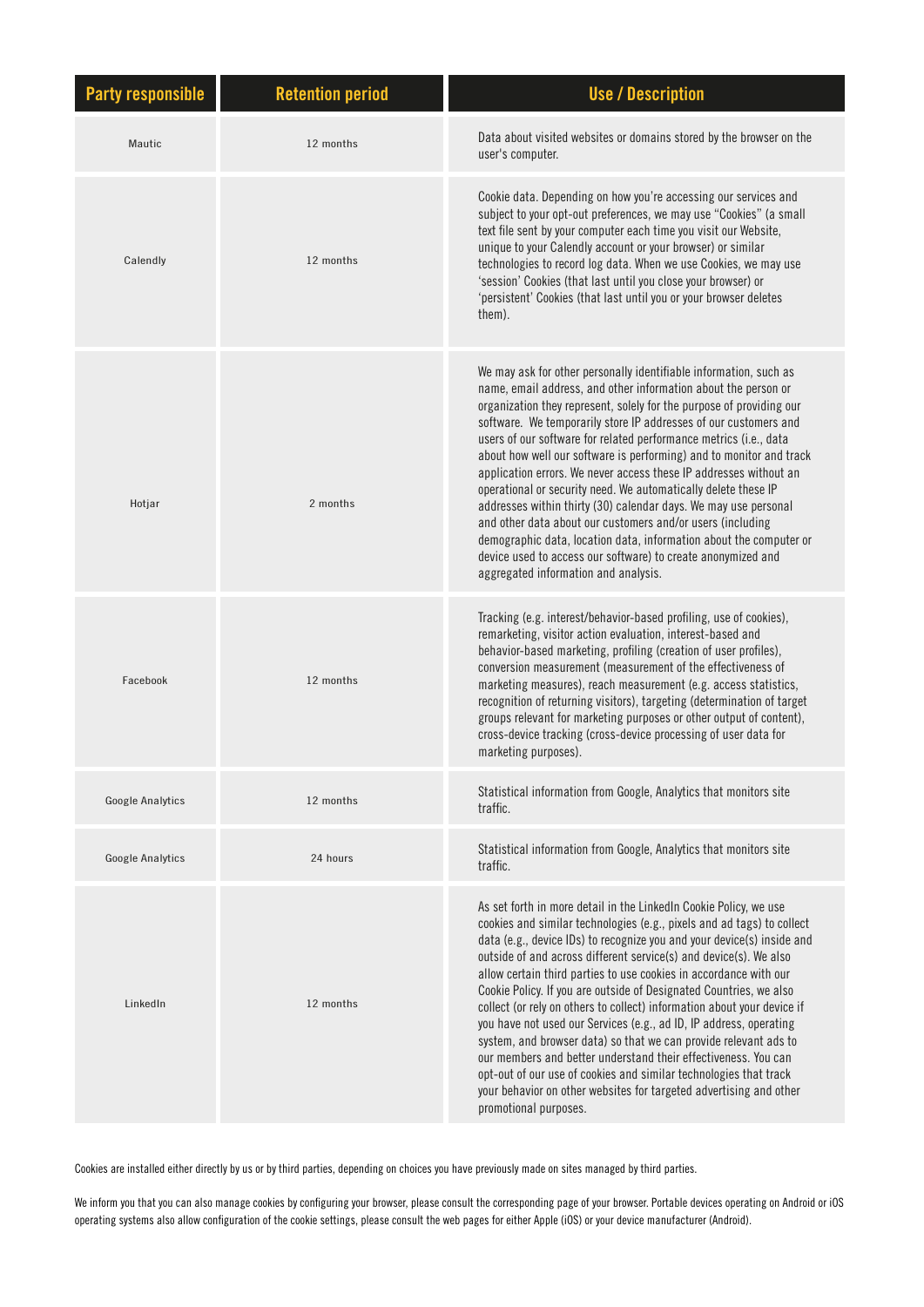| Party responsible | Retention period | Use / Description |
|---|---|---|
| Mautic | 12 months | Data about visited websites or domains stored by the browser on the user's computer. |
| Calendly | 12 months | Cookie data. Depending on how you're accessing our services and subject to your opt-out preferences, we may use "Cookies" (a small text file sent by your computer each time you visit our Website, unique to your Calendly account or your browser) or similar technologies to record log data. When we use Cookies, we may use 'session' Cookies (that last until you close your browser) or 'persistent' Cookies (that last until you or your browser deletes them). |
| Hotjar | 2 months | We may ask for other personally identifiable information, such as name, email address, and other information about the person or organization they represent, solely for the purpose of providing our software. We temporarily store IP addresses of our customers and users of our software for related performance metrics (i.e., data about how well our software is performing) and to monitor and track application errors. We never access these IP addresses without an operational or security need. We automatically delete these IP addresses within thirty (30) calendar days. We may use personal and other data about our customers and/or users (including demographic data, location data, information about the computer or device used to access our software) to create anonymized and aggregated information and analysis. |
| Facebook | 12 months | Tracking (e.g. interest/behavior-based profiling, use of cookies), remarketing, visitor action evaluation, interest-based and behavior-based marketing, profiling (creation of user profiles), conversion measurement (measurement of the effectiveness of marketing measures), reach measurement (e.g. access statistics, recognition of returning visitors), targeting (determination of target groups relevant for marketing purposes or other output of content), cross-device tracking (cross-device processing of user data for marketing purposes). |
| Google Analytics | 12 months | Statistical information from Google, Analytics that monitors site traffic. |
| Google Analytics | 24 hours | Statistical information from Google, Analytics that monitors site traffic. |
| LinkedIn | 12 months | As set forth in more detail in the LinkedIn Cookie Policy, we use cookies and similar technologies (e.g., pixels and ad tags) to collect data (e.g., device IDs) to recognize you and your device(s) inside and outside of and across different service(s) and device(s). We also allow certain third parties to use cookies in accordance with our Cookie Policy. If you are outside of Designated Countries, we also collect (or rely on others to collect) information about your device if you have not used our Services (e.g., ad ID, IP address, operating system, and browser data) so that we can provide relevant ads to our members and better understand their effectiveness. You can opt-out of our use of cookies and similar technologies that track your behavior on other websites for targeted advertising and other promotional purposes. |

Cookies are installed either directly by us or by third parties, depending on choices you have previously made on sites managed by third parties.

We inform you that you can also manage cookies by configuring your browser, please consult the corresponding page of your browser. Portable devices operating on Android or iOS operating systems also allow configuration of the cookie settings, please consult the web pages for either Apple (iOS) or your device manufacturer (Android).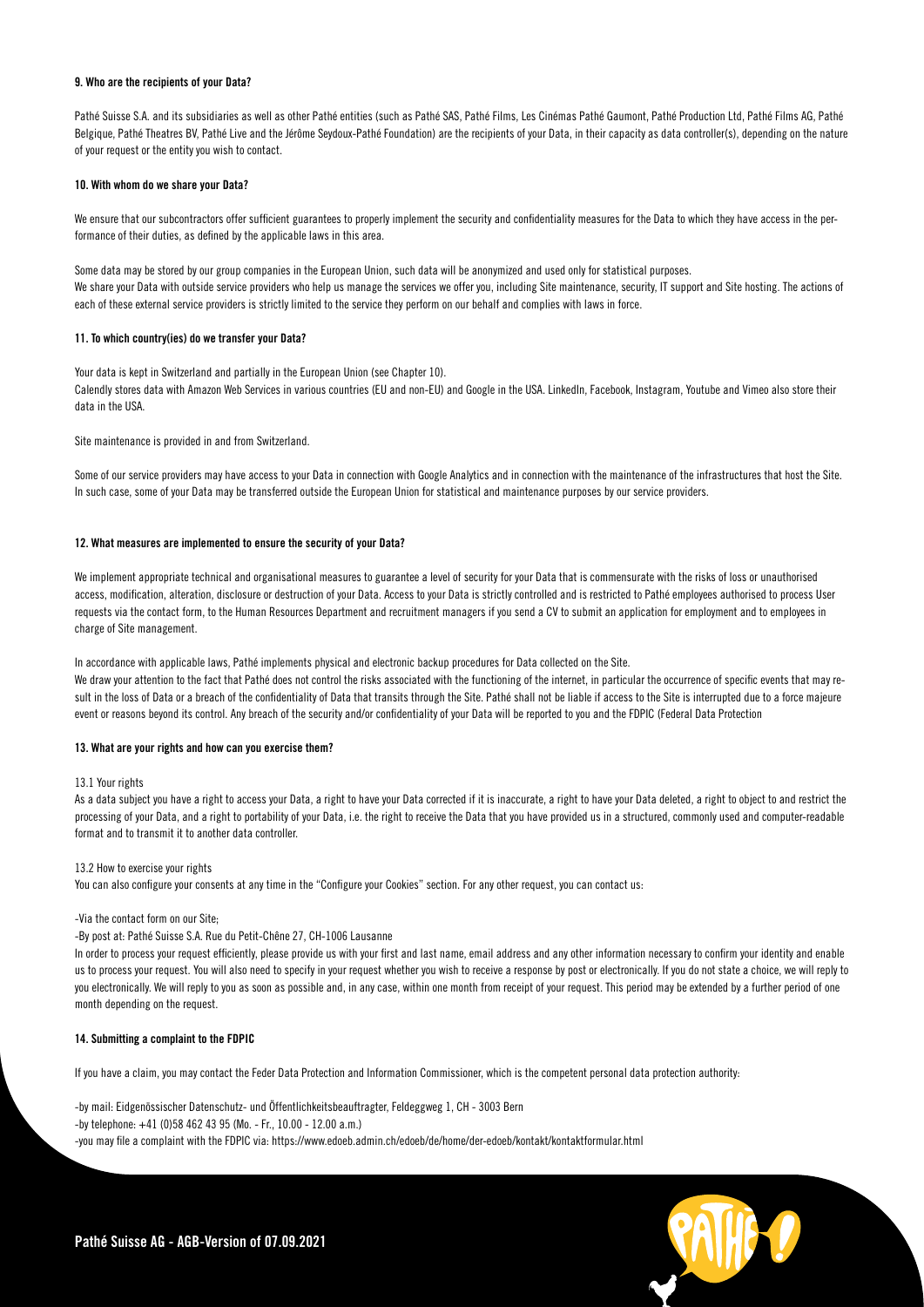#### 9. Who are the recipients of your Data?

Pathé Suisse S.A. and its subsidiaries as well as other Pathé entities (such as Pathé SAS, Pathé Films, Les Cinémas Pathé Gaumont, Pathé Production Ltd, Pathé Films AG, Pathé Belgique, Pathé Theatres BV, Pathé Live and the Jérôme Seydoux-Pathé Foundation) are the recipients of your Data, in their capacity as data controller(s), depending on the nature of your request or the entity you wish to contact.

#### 10. With whom do we share your Data?

We ensure that our subcontractors offer sufficient guarantees to properly implement the security and confidentiality measures for the Data to which they have access in the performance of their duties, as defined by the applicable laws in this area.

Some data may be stored by our group companies in the European Union, such data will be anonymized and used only for statistical purposes.
We share your Data with outside service providers who help us manage the services we offer you, including Site maintenance, security, IT support and Site hosting. The actions of each of these external service providers is strictly limited to the service they perform on our behalf and complies with laws in force.

#### 11. To which country(ies) do we transfer your Data?

Your data is kept in Switzerland and partially in the European Union (see Chapter 10).
Calendly stores data with Amazon Web Services in various countries (EU and non-EU) and Google in the USA. LinkedIn, Facebook, Instagram, Youtube and Vimeo also store their data in the USA.

Site maintenance is provided in and from Switzerland.

Some of our service providers may have access to your Data in connection with Google Analytics and in connection with the maintenance of the infrastructures that host the Site. In such case, some of your Data may be transferred outside the European Union for statistical and maintenance purposes by our service providers.

#### 12. What measures are implemented to ensure the security of your Data?

We implement appropriate technical and organisational measures to guarantee a level of security for your Data that is commensurate with the risks of loss or unauthorised access, modification, alteration, disclosure or destruction of your Data. Access to your Data is strictly controlled and is restricted to Pathé employees authorised to process User requests via the contact form, to the Human Resources Department and recruitment managers if you send a CV to submit an application for employment and to employees in charge of Site management.

In accordance with applicable laws, Pathé implements physical and electronic backup procedures for Data collected on the Site.
We draw your attention to the fact that Pathé does not control the risks associated with the functioning of the internet, in particular the occurrence of specific events that may result in the loss of Data or a breach of the confidentiality of Data that transits through the Site. Pathé shall not be liable if access to the Site is interrupted due to a force majeure event or reasons beyond its control. Any breach of the security and/or confidentiality of your Data will be reported to you and the FDPIC (Federal Data Protection

#### 13. What are your rights and how can you exercise them?

13.1 Your rights
As a data subject you have a right to access your Data, a right to have your Data corrected if it is inaccurate, a right to have your Data deleted, a right to object to and restrict the processing of your Data, and a right to portability of your Data, i.e. the right to receive the Data that you have provided us in a structured, commonly used and computer-readable format and to transmit it to another data controller.

13.2 How to exercise your rights
You can also configure your consents at any time in the "Configure your Cookies" section. For any other request, you can contact us:

-Via the contact form on our Site;

-By post at: Pathé Suisse S.A. Rue du Petit-Chêne 27, CH-1006 Lausanne

In order to process your request efficiently, please provide us with your first and last name, email address and any other information necessary to confirm your identity and enable us to process your request. You will also need to specify in your request whether you wish to receive a response by post or electronically. If you do not state a choice, we will reply to you electronically. We will reply to you as soon as possible and, in any case, within one month from receipt of your request. This period may be extended by a further period of one month depending on the request.

#### 14. Submitting a complaint to the FDPIC

If you have a claim, you may contact the Feder Data Protection and Information Commissioner, which is the competent personal data protection authority:

-by mail: Eidgenössischer Datenschutz- und Öffentlichkeitsbeauftragter, Feldeggweg 1, CH - 3003 Bern
-by telephone: +41 (0)58 462 43 95 (Mo. - Fr., 10.00 - 12.00 a.m.)
-you may file a complaint with the FDPIC via: https://www.edoeb.admin.ch/edoeb/de/home/der-edoeb/kontakt/kontaktformular.html

**Pathé Suisse AG - AGB-Version of 07.09.2021**